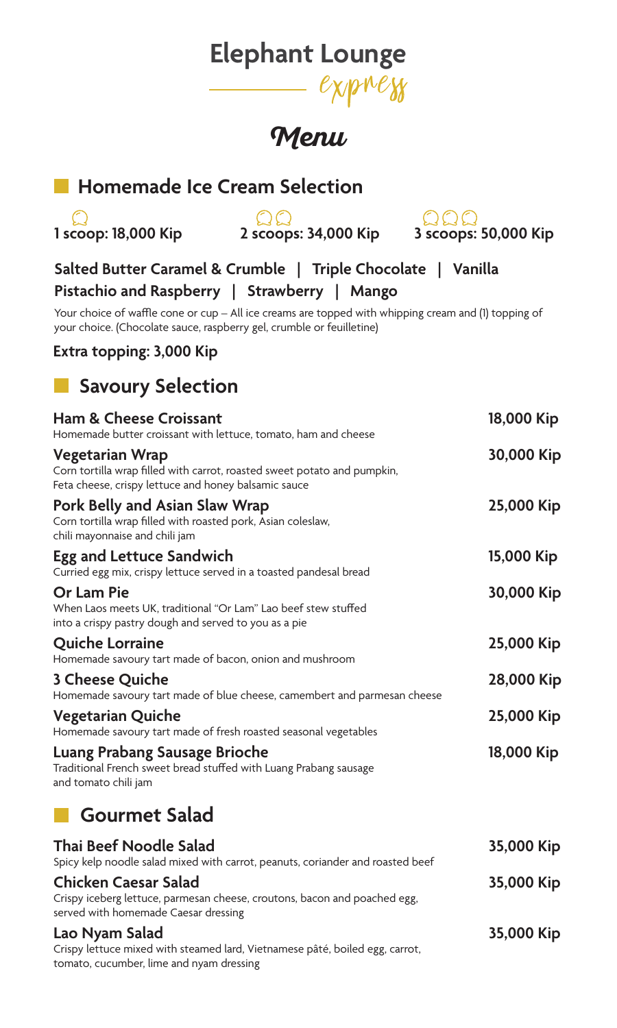# Elephant Lounge

express

## Menu

## Homemade Ice Cream Selection

**1 scoop: 18,000 Kip** | **2 scoops: 34,000 Kip** | **3 scoops: 50,000 Kip**

**Salted Butter Caramel & Crumble | Triple Chocolate | Vanilla**

**Pistachio and Raspberry | Strawberry | Mango**

Your choice of waffle cone or cup – All ice creams are topped with whipping cream and (1) topping of your choice. (Chocolate sauce, raspberry gel, crumble or feuilletine)

**Extra topping: 3,000 Kip**

## Savoury Selection

**Ham & Cheese Croissant** — **18,000 Kip**
Homemade butter croissant with lettuce, tomato, ham and cheese

**Vegetarian Wrap** — **30,000 Kip**
Corn tortilla wrap filled with carrot, roasted sweet potato and pumpkin, Feta cheese, crispy lettuce and honey balsamic sauce

**Pork Belly and Asian Slaw Wrap** — **25,000 Kip**
Corn tortilla wrap filled with roasted pork, Asian coleslaw, chili mayonnaise and chili jam

**Egg and Lettuce Sandwich** — **15,000 Kip**
Curried egg mix, crispy lettuce served in a toasted pandesal bread

**Or Lam Pie** — **30,000 Kip**
When Laos meets UK, traditional "Or Lam" Lao beef stew stuffed into a crispy pastry dough and served to you as a pie

**Quiche Lorraine** — **25,000 Kip**
Homemade savoury tart made of bacon, onion and mushroom

**3 Cheese Quiche** — **28,000 Kip**
Homemade savoury tart made of blue cheese, camembert and parmesan cheese

**Vegetarian Quiche** — **25,000 Kip**
Homemade savoury tart made of fresh roasted seasonal vegetables

**Luang Prabang Sausage Brioche** — **18,000 Kip**
Traditional French sweet bread stuffed with Luang Prabang sausage and tomato chili jam

## Gourmet Salad

**Thai Beef Noodle Salad** — **35,000 Kip**
Spicy kelp noodle salad mixed with carrot, peanuts, coriander and roasted beef

**Chicken Caesar Salad** — **35,000 Kip**
Crispy iceberg lettuce, parmesan cheese, croutons, bacon and poached egg, served with homemade Caesar dressing

**Lao Nyam Salad** — **35,000 Kip**
Crispy lettuce mixed with steamed lard, Vietnamese pâté, boiled egg, carrot, tomato, cucumber, lime and nyam dressing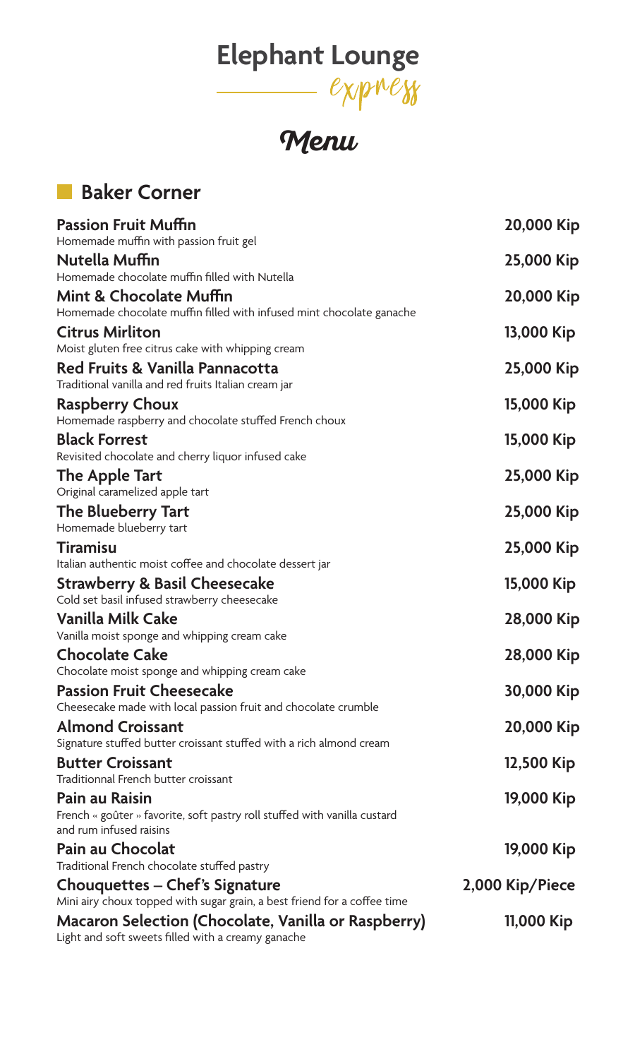# Elephant Lounge

*express*

## *Menu*

### Baker Corner

**Passion Fruit Muffin** — **20,000 Kip**
Homemade muffin with passion fruit gel

**Nutella Muffin** — **25,000 Kip**
Homemade chocolate muffin filled with Nutella

**Mint & Chocolate Muffin** — **20,000 Kip**
Homemade chocolate muffin filled with infused mint chocolate ganache

**Citrus Mirliton** — **13,000 Kip**
Moist gluten free citrus cake with whipping cream

**Red Fruits & Vanilla Pannacotta** — **25,000 Kip**
Traditional vanilla and red fruits Italian cream jar

**Raspberry Choux** — **15,000 Kip**
Homemade raspberry and chocolate stuffed French choux

**Black Forrest** — **15,000 Kip**
Revisited chocolate and cherry liquor infused cake

**The Apple Tart** — **25,000 Kip**
Original caramelized apple tart

**The Blueberry Tart** — **25,000 Kip**
Homemade blueberry tart

**Tiramisu** — **25,000 Kip**
Italian authentic moist coffee and chocolate dessert jar

**Strawberry & Basil Cheesecake** — **15,000 Kip**
Cold set basil infused strawberry cheesecake

**Vanilla Milk Cake** — **28,000 Kip**
Vanilla moist sponge and whipping cream cake

**Chocolate Cake** — **28,000 Kip**
Chocolate moist sponge and whipping cream cake

**Passion Fruit Cheesecake** — **30,000 Kip**
Cheesecake made with local passion fruit and chocolate crumble

**Almond Croissant** — **20,000 Kip**
Signature stuffed butter croissant stuffed with a rich almond cream

**Butter Croissant** — **12,500 Kip**
Traditionnal French butter croissant

**Pain au Raisin** — **19,000 Kip**
French « goûter » favorite, soft pastry roll stuffed with vanilla custard and rum infused raisins

**Pain au Chocolat** — **19,000 Kip**
Traditional French chocolate stuffed pastry

**Chouquettes – Chef's Signature** — **2,000 Kip/Piece**
Mini airy choux topped with sugar grain, a best friend for a coffee time

**Macaron Selection (Chocolate, Vanilla or Raspberry)** — **11,000 Kip**
Light and soft sweets filled with a creamy ganache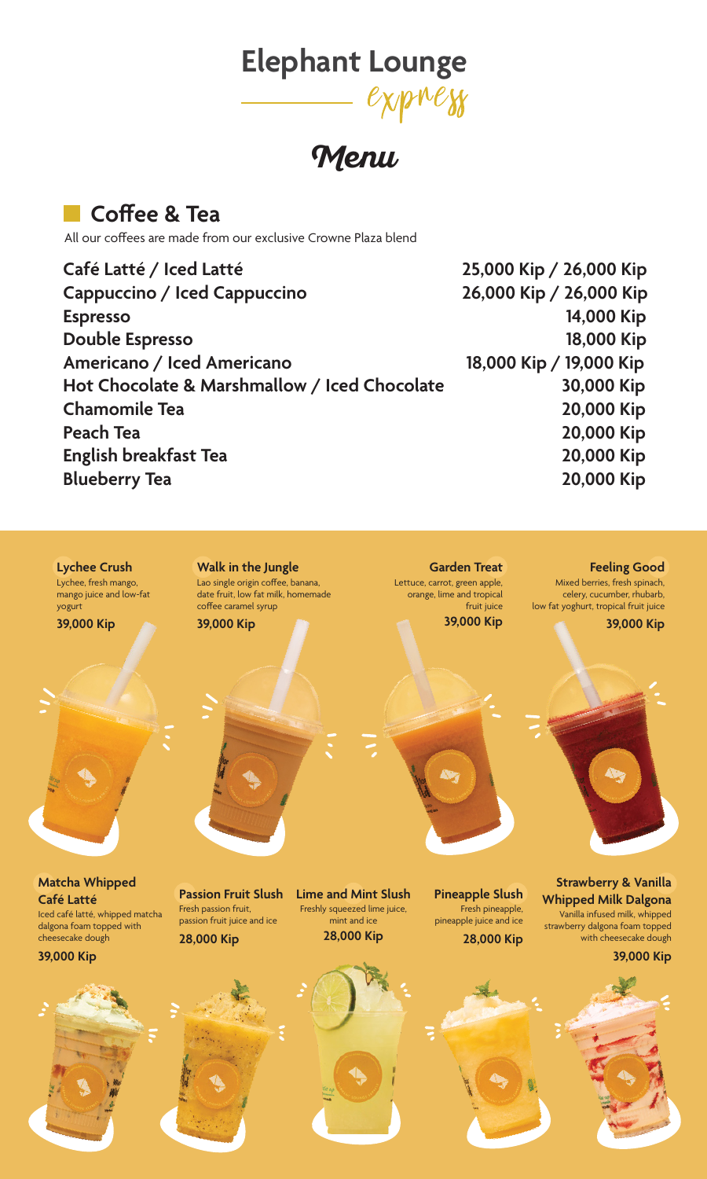# Elephant Lounge

express

## Menu

### Coffee & Tea

All our coffees are made from our exclusive Crowne Plaza blend

| | |
|---|---|
| **Café Latté / Iced Latté** | **25,000 Kip / 26,000 Kip** |
| **Cappuccino / Iced Cappuccino** | **26,000 Kip / 26,000 Kip** |
| **Espresso** | **14,000 Kip** |
| **Double Espresso** | **18,000 Kip** |
| **Americano / Iced Americano** | **18,000 Kip / 19,000 Kip** |
| **Hot Chocolate & Marshmallow / Iced Chocolate** | **30,000 Kip** |
| **Chamomile Tea** | **20,000 Kip** |
| **Peach Tea** | **20,000 Kip** |
| **English breakfast Tea** | **20,000 Kip** |
| **Blueberry Tea** | **20,000 Kip** |

**Lychee Crush**
Lychee, fresh mango, mango juice and low-fat yogurt
**39,000 Kip**

**Walk in the Jungle**
Lao single origin coffee, banana, date fruit, low fat milk, homemade coffee caramel syrup
**39,000 Kip**

**Garden Treat**
Lettuce, carrot, green apple, orange, lime and tropical fruit juice
**39,000 Kip**

**Feeling Good**
Mixed berries, fresh spinach, celery, cucumber, rhubarb, low fat yoghurt, tropical fruit juice
**39,000 Kip**

**Matcha Whipped Café Latté**
Iced café latté, whipped matcha dalgona foam topped with cheesecake dough
**39,000 Kip**

**Passion Fruit Slush**
Fresh passion fruit, passion fruit juice and ice
**28,000 Kip**

**Lime and Mint Slush**
Freshly squeezed lime juice, mint and ice
**28,000 Kip**

**Pineapple Slush**
Fresh pineapple, pineapple juice and ice
**28,000 Kip**

**Strawberry & Vanilla Whipped Milk Dalgona**
Vanilla infused milk, whipped strawberry dalgona foam topped with cheesecake dough
**39,000 Kip**